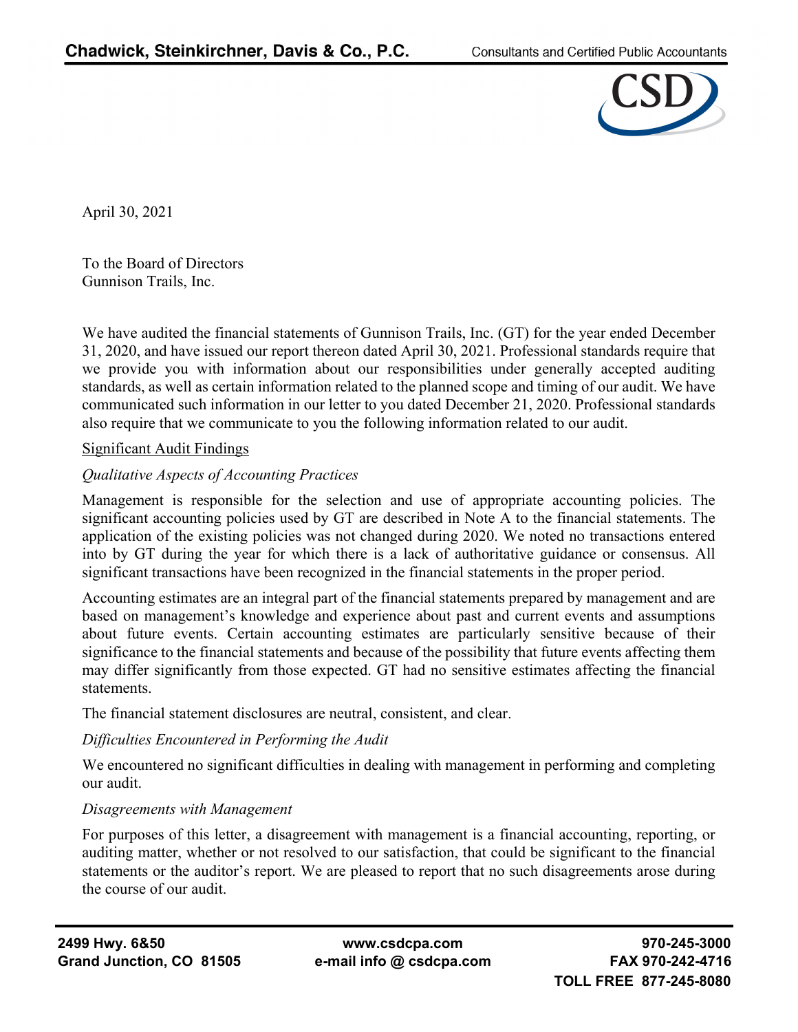**Chadwick, Steinkirchner, Davis & Co., P.C.** Consultants and Certified Public Accountants

April 30, 2021

To the Board of Directors
Gunnison Trails, Inc.

We have audited the financial statements of Gunnison Trails, Inc. (GT) for the year ended December 31, 2020, and have issued our report thereon dated April 30, 2021. Professional standards require that we provide you with information about our responsibilities under generally accepted auditing standards, as well as certain information related to the planned scope and timing of our audit. We have communicated such information in our letter to you dated December 21, 2020. Professional standards also require that we communicate to you the following information related to our audit.

Significant Audit Findings

*Qualitative Aspects of Accounting Practices*

Management is responsible for the selection and use of appropriate accounting policies. The significant accounting policies used by GT are described in Note A to the financial statements. The application of the existing policies was not changed during 2020. We noted no transactions entered into by GT during the year for which there is a lack of authoritative guidance or consensus. All significant transactions have been recognized in the financial statements in the proper period.

Accounting estimates are an integral part of the financial statements prepared by management and are based on management's knowledge and experience about past and current events and assumptions about future events. Certain accounting estimates are particularly sensitive because of their significance to the financial statements and because of the possibility that future events affecting them may differ significantly from those expected. GT had no sensitive estimates affecting the financial statements.

The financial statement disclosures are neutral, consistent, and clear.

*Difficulties Encountered in Performing the Audit*

We encountered no significant difficulties in dealing with management in performing and completing our audit.

*Disagreements with Management*

For purposes of this letter, a disagreement with management is a financial accounting, reporting, or auditing matter, whether or not resolved to our satisfaction, that could be significant to the financial statements or the auditor's report. We are pleased to report that no such disagreements arose during the course of our audit.

**2499 Hwy. 6&50**
**Grand Junction, CO 81505**

**www.csdcpa.com**
**e-mail info @ csdcpa.com**

**970-245-3000**
**FAX 970-242-4716**
**TOLL FREE 877-245-8080**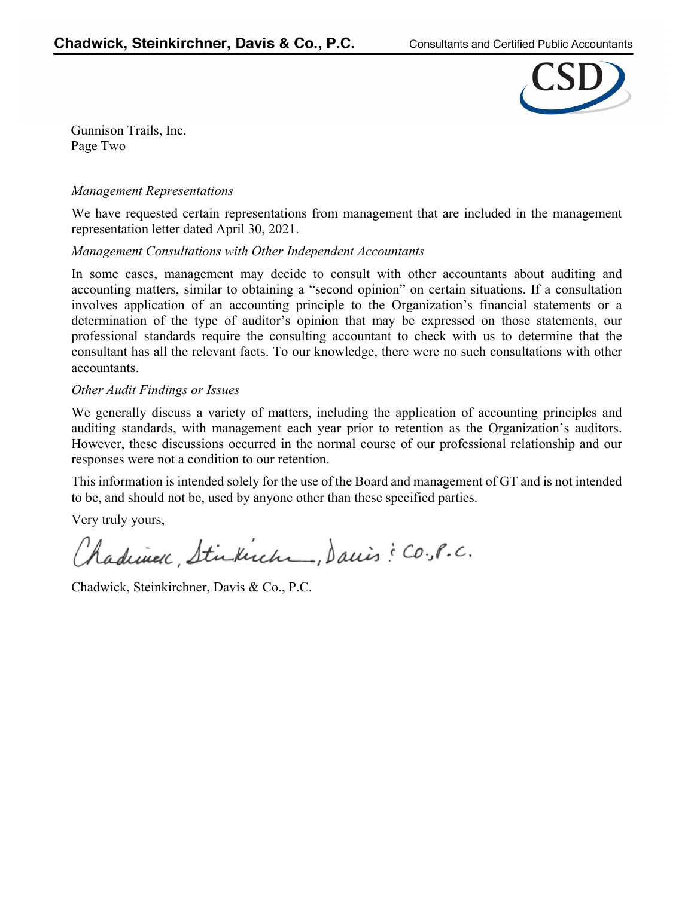Gunnison Trails, Inc.
Page Two

*Management Representations*

We have requested certain representations from management that are included in the management representation letter dated April 30, 2021.

*Management Consultations with Other Independent Accountants*

In some cases, management may decide to consult with other accountants about auditing and accounting matters, similar to obtaining a "second opinion" on certain situations. If a consultation involves application of an accounting principle to the Organization's financial statements or a determination of the type of auditor's opinion that may be expressed on those statements, our professional standards require the consulting accountant to check with us to determine that the consultant has all the relevant facts. To our knowledge, there were no such consultations with other accountants.

*Other Audit Findings or Issues*

We generally discuss a variety of matters, including the application of accounting principles and auditing standards, with management each year prior to retention as the Organization's auditors. However, these discussions occurred in the normal course of our professional relationship and our responses were not a condition to our retention.

This information is intended solely for the use of the Board and management of GT and is not intended to be, and should not be, used by anyone other than these specified parties.

Very truly yours,

Chadwick, Steinkirchner, Davis & Co., P.C.

Chadwick, Steinkirchner, Davis & Co., P.C.